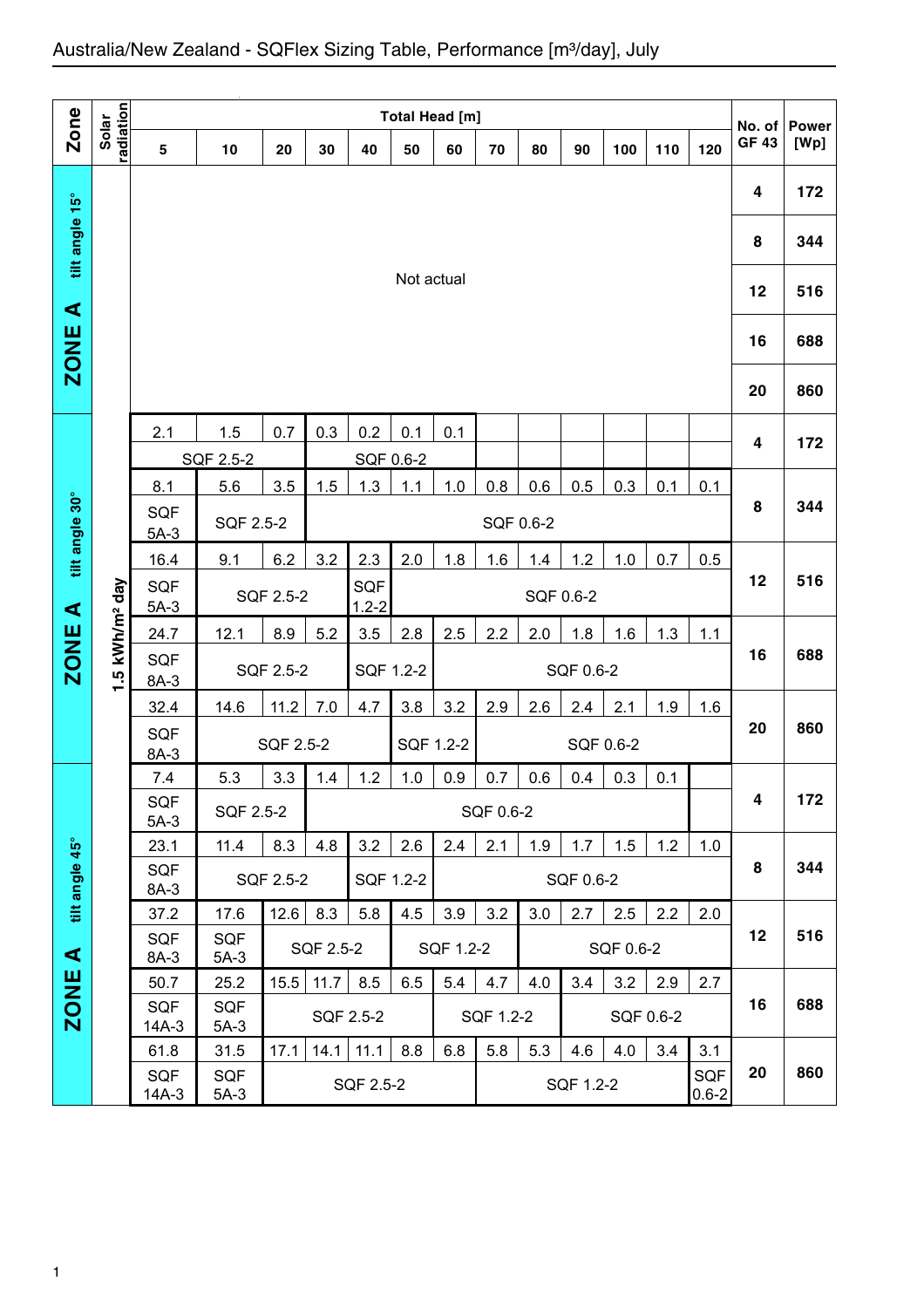# Australia/New Zealand - SQFlex Sizing Table, Performance [m³/day], July

| Zone | Solar radiation | Total Head [m] 5 | 10 | 20 | 30 | 40 | 50 | 60 | 70 | 80 | 90 | 100 | 110 | 120 | No. of GF 43 | Power [Wp] |
|---|---|---|---|---|---|---|---|---|---|---|---|---|---|---|---|---|
| ZONE A tilt angle 15° | | Not actual | | | | | | | | | | | | | 4 | 172 |
| | | | | | | | | | | | | | | | 8 | 344 |
| | | | | | | | | | | | | | | | 12 | 516 |
| | | | | | | | | | | | | | | | 16 | 688 |
| | | | | | | | | | | | | | | | 20 | 860 |
| ZONE A tilt angle 30° | 1.5 kWh/m² day | 2.1 | 1.5 | 0.7 | 0.3 | 0.2 | 0.1 | 0.1 | | | | | | | 4 | 172 |
| | | SQF 2.5-2 | | | SQF 0.6-2 | | | | | | | | | | | |
| | | 8.1 | 5.6 | 3.5 | 1.5 | 1.3 | 1.1 | 1.0 | 0.8 | 0.6 | 0.5 | 0.3 | 0.1 | 0.1 | 8 | 344 |
| | | SQF 5A-3 | SQF 2.5-2 | | SQF 0.6-2 | | | | | | | | | | | |
| | | 16.4 | 9.1 | 6.2 | 3.2 | 2.3 | 2.0 | 1.8 | 1.6 | 1.4 | 1.2 | 1.0 | 0.7 | 0.5 | 12 | 516 |
| | | SQF 5A-3 | SQF 2.5-2 | | | SQF 1.2-2 | SQF 0.6-2 | | | | | | | | | |
| | | 24.7 | 12.1 | 8.9 | 5.2 | 3.5 | 2.8 | 2.5 | 2.2 | 2.0 | 1.8 | 1.6 | 1.3 | 1.1 | 16 | 688 |
| | | SQF 8A-3 | SQF 2.5-2 | | | SQF 1.2-2 | | SQF 0.6-2 | | | | | | | | |
| | | 32.4 | 14.6 | 11.2 | 7.0 | 4.7 | 3.8 | 3.2 | 2.9 | 2.6 | 2.4 | 2.1 | 1.9 | 1.6 | 20 | 860 |
| | | SQF 8A-3 | SQF 2.5-2 | | | | SQF 1.2-2 | | SQF 0.6-2 | | | | | | | |
| ZONE A tilt angle 45° | | 7.4 | 5.3 | 3.3 | 1.4 | 1.2 | 1.0 | 0.9 | 0.7 | 0.6 | 0.4 | 0.3 | 0.1 | | 4 | 172 |
| | | SQF 5A-3 | SQF 2.5-2 | | SQF 0.6-2 | | | | | | | | | | | |
| | | 23.1 | 11.4 | 8.3 | 4.8 | 3.2 | 2.6 | 2.4 | 2.1 | 1.9 | 1.7 | 1.5 | 1.2 | 1.0 | 8 | 344 |
| | | SQF 8A-3 | SQF 2.5-2 | | | SQF 1.2-2 | | SQF 0.6-2 | | | | | | | | |
| | | 37.2 | 17.6 | 12.6 | 8.3 | 5.8 | 4.5 | 3.9 | 3.2 | 3.0 | 2.7 | 2.5 | 2.2 | 2.0 | 12 | 516 |
| | | SQF 8A-3 | SQF 5A-3 | SQF 2.5-2 | | | SQF 1.2-2 | | | SQF 0.6-2 | | | | | | |
| | | 50.7 | 25.2 | 15.5 | 11.7 | 8.5 | 6.5 | 5.4 | 4.7 | 4.0 | 3.4 | 3.2 | 2.9 | 2.7 | 16 | 688 |
| | | SQF 14A-3 | SQF 5A-3 | SQF 2.5-2 | | | | SQF 1.2-2 | | | SQF 0.6-2 | | | | | |
| | | 61.8 | 31.5 | 17.1 | 14.1 | 11.1 | 8.8 | 6.8 | 5.8 | 5.3 | 4.6 | 4.0 | 3.4 | 3.1 | 20 | 860 |
| | | SQF 14A-3 | SQF 5A-3 | SQF 2.5-2 | | | | | SQF 1.2-2 | | | | | SQF 0.6-2 | | |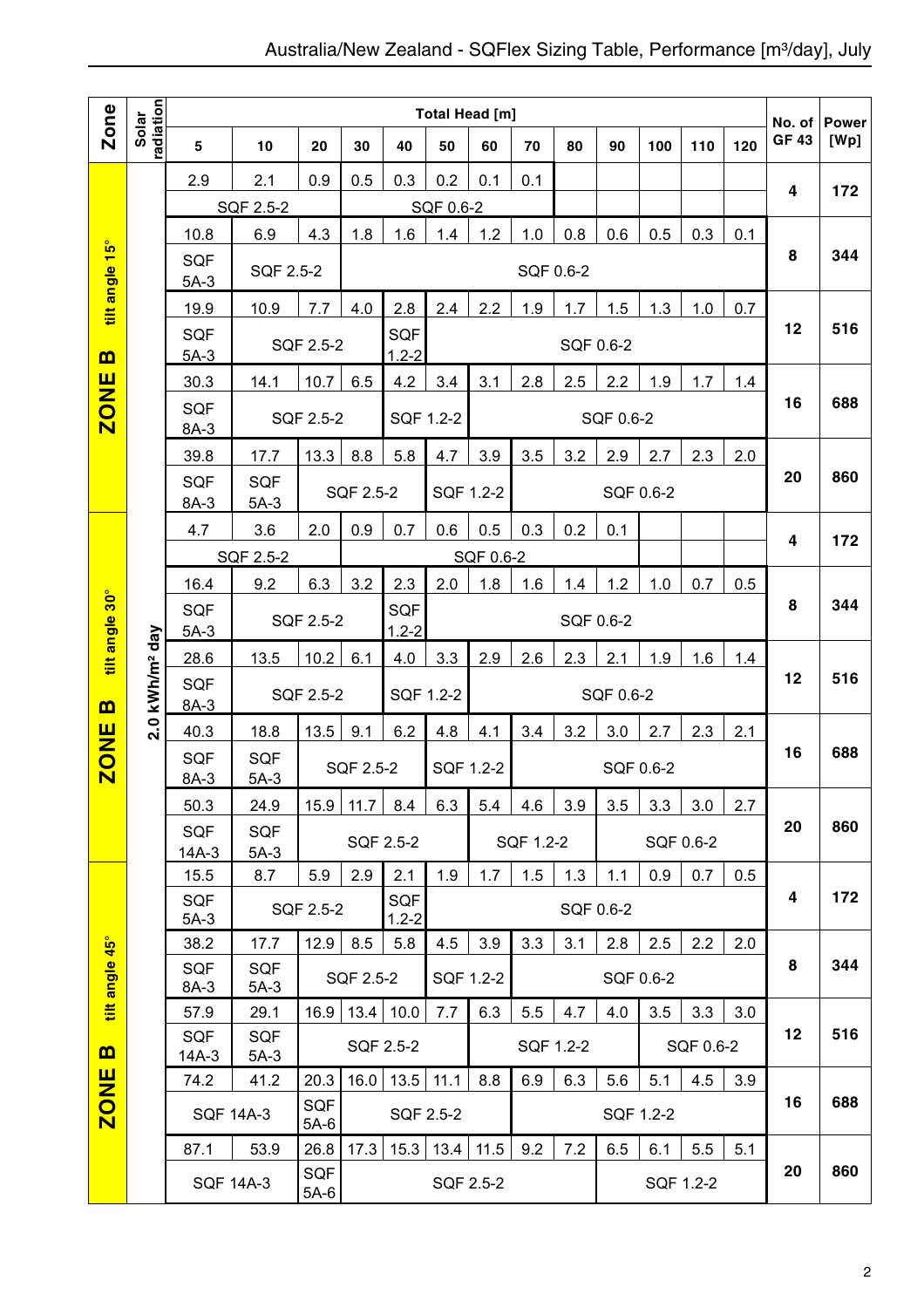# Australia/New Zealand - SQFlex Sizing Table, Performance [m³/day], July

| Zone | Solar radiation | 5 | 10 | 20 | 30 | 40 | 50 | 60 | 70 | 80 | 90 | 100 | 110 | 120 | No. of GF 43 | Power [Wp] |
|---|---|---|---|---|---|---|---|---|---|---|---|---|---|---|---|---|
| | | Total Head [m] | | | | | | | | | | | | | | |
| ZONE B tilt angle 15° | 2.0 kWh/m² day | 2.9 | 2.1 | 0.9 | 0.5 | 0.3 | 0.2 | 0.1 | 0.1 | | | | | | 4 | 172 |
| | | SQF 2.5-2 | | | SQF 0.6-2 | | | | | | | | | | | |
| | | 10.8 | 6.9 | 4.3 | 1.8 | 1.6 | 1.4 | 1.2 | 1.0 | 0.8 | 0.6 | 0.5 | 0.3 | 0.1 | 8 | 344 |
| | | SQF 5A-3 | SQF 2.5-2 | | SQF 0.6-2 | | | | | | | | | | | |
| | | 19.9 | 10.9 | 7.7 | 4.0 | 2.8 | 2.4 | 2.2 | 1.9 | 1.7 | 1.5 | 1.3 | 1.0 | 0.7 | 12 | 516 |
| | | SQF 5A-3 | SQF 2.5-2 | | | SQF 1.2-2 | SQF 0.6-2 | | | | | | | | | |
| | | 30.3 | 14.1 | 10.7 | 6.5 | 4.2 | 3.4 | 3.1 | 2.8 | 2.5 | 2.2 | 1.9 | 1.7 | 1.4 | 16 | 688 |
| | | SQF 8A-3 | SQF 2.5-2 | | | SQF 1.2-2 | | SQF 0.6-2 | | | | | | | | |
| | | 39.8 | 17.7 | 13.3 | 8.8 | 5.8 | 4.7 | 3.9 | 3.5 | 3.2 | 2.9 | 2.7 | 2.3 | 2.0 | 20 | 860 |
| | | SQF 8A-3 | SQF 5A-3 | SQF 2.5-2 | | | SQF 1.2-2 | | SQF 0.6-2 | | | | | | | |
| ZONE B tilt angle 30° | 2.0 kWh/m² day | 4.7 | 3.6 | 2.0 | 0.9 | 0.7 | 0.6 | 0.5 | 0.3 | 0.2 | 0.1 | | | | 4 | 172 |
| | | SQF 2.5-2 | | | SQF 0.6-2 | | | | | | | | | | | |
| | | 16.4 | 9.2 | 6.3 | 3.2 | 2.3 | 2.0 | 1.8 | 1.6 | 1.4 | 1.2 | 1.0 | 0.7 | 0.5 | 8 | 344 |
| | | SQF 5A-3 | SQF 2.5-2 | | | SQF 1.2-2 | SQF 0.6-2 | | | | | | | | | |
| | | 28.6 | 13.5 | 10.2 | 6.1 | 4.0 | 3.3 | 2.9 | 2.6 | 2.3 | 2.1 | 1.9 | 1.6 | 1.4 | 12 | 516 |
| | | SQF 8A-3 | SQF 2.5-2 | | | SQF 1.2-2 | | SQF 0.6-2 | | | | | | | | |
| | | 40.3 | 18.8 | 13.5 | 9.1 | 6.2 | 4.8 | 4.1 | 3.4 | 3.2 | 3.0 | 2.7 | 2.3 | 2.1 | 16 | 688 |
| | | SQF 8A-3 | SQF 5A-3 | SQF 2.5-2 | | | SQF 1.2-2 | | SQF 0.6-2 | | | | | | | |
| | | 50.3 | 24.9 | 15.9 | 11.7 | 8.4 | 6.3 | 5.4 | 4.6 | 3.9 | 3.5 | 3.3 | 3.0 | 2.7 | 20 | 860 |
| | | SQF 14A-3 | SQF 5A-3 | SQF 2.5-2 | | | | SQF 1.2-2 | | | SQF 0.6-2 | | | | | |
| ZONE B tilt angle 45° | 2.0 kWh/m² day | 15.5 | 8.7 | 5.9 | 2.9 | 2.1 | 1.9 | 1.7 | 1.5 | 1.3 | 1.1 | 0.9 | 0.7 | 0.5 | 4 | 172 |
| | | SQF 5A-3 | SQF 2.5-2 | | | SQF 1.2-2 | SQF 0.6-2 | | | | | | | | | |
| | | 38.2 | 17.7 | 12.9 | 8.5 | 5.8 | 4.5 | 3.9 | 3.3 | 3.1 | 2.8 | 2.5 | 2.2 | 2.0 | 8 | 344 |
| | | SQF 8A-3 | SQF 5A-3 | SQF 2.5-2 | | | SQF 1.2-2 | | SQF 0.6-2 | | | | | | | |
| | | 57.9 | 29.1 | 16.9 | 13.4 | 10.0 | 7.7 | 6.3 | 5.5 | 4.7 | 4.0 | 3.5 | 3.3 | 3.0 | 12 | 516 |
| | | SQF 14A-3 | SQF 5A-3 | SQF 2.5-2 | | | | SQF 1.2-2 | | | | SQF 0.6-2 | | | | |
| | | 74.2 | 41.2 | 20.3 | 16.0 | 13.5 | 11.1 | 8.8 | 6.9 | 6.3 | 5.6 | 5.1 | 4.5 | 3.9 | 16 | 688 |
| | | SQF 14A-3 | | SQF 5A-6 | SQF 2.5-2 | | | | SQF 1.2-2 | | | | | | | |
| | | 87.1 | 53.9 | 26.8 | 17.3 | 15.3 | 13.4 | 11.5 | 9.2 | 7.2 | 6.5 | 6.1 | 5.5 | 5.1 | 20 | 860 |
| | | SQF 14A-3 | | SQF 5A-6 | SQF 2.5-2 | | | | | | SQF 1.2-2 | | | | | |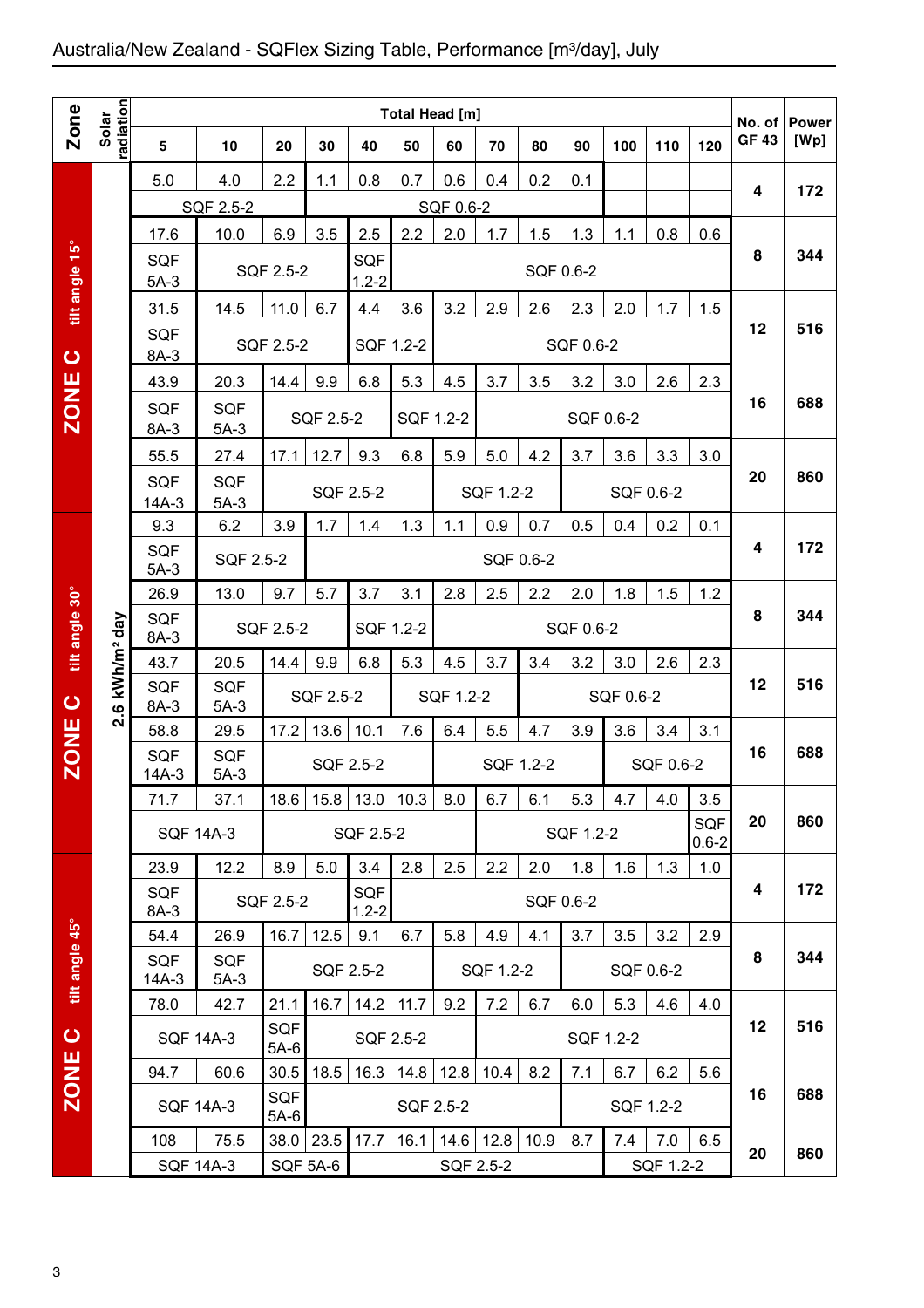# Australia/New Zealand - SQFlex Sizing Table, Performance [m³/day], July

| Zone | Solar radiation | Total Head [m] | | | | | | | | | | | | | No. of GF 43 | Power [Wp] |
|---|---|---|---|---|---|---|---|---|---|---|---|---|---|---|---|---|
| | | 5 | 10 | 20 | 30 | 40 | 50 | 60 | 70 | 80 | 90 | 100 | 110 | 120 | | |
| ZONE C tilt angle 15° | 2.6 kWh/m² day | 5.0 | 4.0 | 2.2 | 1.1 | 0.8 | 0.7 | 0.6 | 0.4 | 0.2 | 0.1 | | | | 4 | 172 |
| | | SQF 2.5-2 | | | SQF 0.6-2 | | | | | | | | | | | |
| | | 17.6 | 10.0 | 6.9 | 3.5 | 2.5 | 2.2 | 2.0 | 1.7 | 1.5 | 1.3 | 1.1 | 0.8 | 0.6 | 8 | 344 |
| | | SQF 5A-3 | SQF 2.5-2 | | | SQF 1.2-2 | SQF 0.6-2 | | | | | | | | | |
| | | 31.5 | 14.5 | 11.0 | 6.7 | 4.4 | 3.6 | 3.2 | 2.9 | 2.6 | 2.3 | 2.0 | 1.7 | 1.5 | 12 | 516 |
| | | SQF 8A-3 | SQF 2.5-2 | | | SQF 1.2-2 | | SQF 0.6-2 | | | | | | | | |
| | | 43.9 | 20.3 | 14.4 | 9.9 | 6.8 | 5.3 | 4.5 | 3.7 | 3.5 | 3.2 | 3.0 | 2.6 | 2.3 | 16 | 688 |
| | | SQF 8A-3 | SQF 5A-3 | SQF 2.5-2 | | | SQF 1.2-2 | | SQF 0.6-2 | | | | | | | |
| | | 55.5 | 27.4 | 17.1 | 12.7 | 9.3 | 6.8 | 5.9 | 5.0 | 4.2 | 3.7 | 3.6 | 3.3 | 3.0 | 20 | 860 |
| | | SQF 14A-3 | SQF 5A-3 | SQF 2.5-2 | | | | SQF 1.2-2 | | | SQF 0.6-2 | | | | | |
| ZONE C tilt angle 30° | 2.6 kWh/m² day | 9.3 | 6.2 | 3.9 | 1.7 | 1.4 | 1.3 | 1.1 | 0.9 | 0.7 | 0.5 | 0.4 | 0.2 | 0.1 | 4 | 172 |
| | | SQF 5A-3 | SQF 2.5-2 | | SQF 0.6-2 | | | | | | | | | | | |
| | | 26.9 | 13.0 | 9.7 | 5.7 | 3.7 | 3.1 | 2.8 | 2.5 | 2.2 | 2.0 | 1.8 | 1.5 | 1.2 | 8 | 344 |
| | | SQF 8A-3 | SQF 2.5-2 | | | SQF 1.2-2 | | SQF 0.6-2 | | | | | | | | |
| | | 43.7 | 20.5 | 14.4 | 9.9 | 6.8 | 5.3 | 4.5 | 3.7 | 3.4 | 3.2 | 3.0 | 2.6 | 2.3 | 12 | 516 |
| | | SQF 8A-3 | SQF 5A-3 | SQF 2.5-2 | | | SQF 1.2-2 | | | SQF 0.6-2 | | | | | | |
| | | 58.8 | 29.5 | 17.2 | 13.6 | 10.1 | 7.6 | 6.4 | 5.5 | 4.7 | 3.9 | 3.6 | 3.4 | 3.1 | 16 | 688 |
| | | SQF 14A-3 | SQF 5A-3 | SQF 2.5-2 | | | | SQF 1.2-2 | | | | SQF 0.6-2 | | | | |
| | | 71.7 | 37.1 | 18.6 | 15.8 | 13.0 | 10.3 | 8.0 | 6.7 | 6.1 | 5.3 | 4.7 | 4.0 | 3.5 | 20 | 860 |
| | | SQF 14A-3 | | SQF 2.5-2 | | | | | SQF 1.2-2 | | | | | SQF 0.6-2 | | |
| ZONE C tilt angle 45° | 2.6 kWh/m² day | 23.9 | 12.2 | 8.9 | 5.0 | 3.4 | 2.8 | 2.5 | 2.2 | 2.0 | 1.8 | 1.6 | 1.3 | 1.0 | 4 | 172 |
| | | SQF 8A-3 | SQF 2.5-2 | | | SQF 1.2-2 | SQF 0.6-2 | | | | | | | | | |
| | | 54.4 | 26.9 | 16.7 | 12.5 | 9.1 | 6.7 | 5.8 | 4.9 | 4.1 | 3.7 | 3.5 | 3.2 | 2.9 | 8 | 344 |
| | | SQF 14A-3 | SQF 5A-3 | SQF 2.5-2 | | | | SQF 1.2-2 | | | SQF 0.6-2 | | | | | |
| | | 78.0 | 42.7 | 21.1 | 16.7 | 14.2 | 11.7 | 9.2 | 7.2 | 6.7 | 6.0 | 5.3 | 4.6 | 4.0 | 12 | 516 |
| | | SQF 14A-3 | | SQF 5A-6 | SQF 2.5-2 | | | | SQF 1.2-2 | | | | | | | |
| | | 94.7 | 60.6 | 30.5 | 18.5 | 16.3 | 14.8 | 12.8 | 10.4 | 8.2 | 7.1 | 6.7 | 6.2 | 5.6 | 16 | 688 |
| | | SQF 14A-3 | | SQF 5A-6 | SQF 2.5-2 | | | | | | SQF 1.2-2 | | | | | |
| | | 108 | 75.5 | 38.0 | 23.5 | 17.7 | 16.1 | 14.6 | 12.8 | 10.9 | 8.7 | 7.4 | 7.0 | 6.5 | 20 | 860 |
| | | SQF 14A-3 | | SQF 5A-6 | | SQF 2.5-2 | | | | | | SQF 1.2-2 | | | | |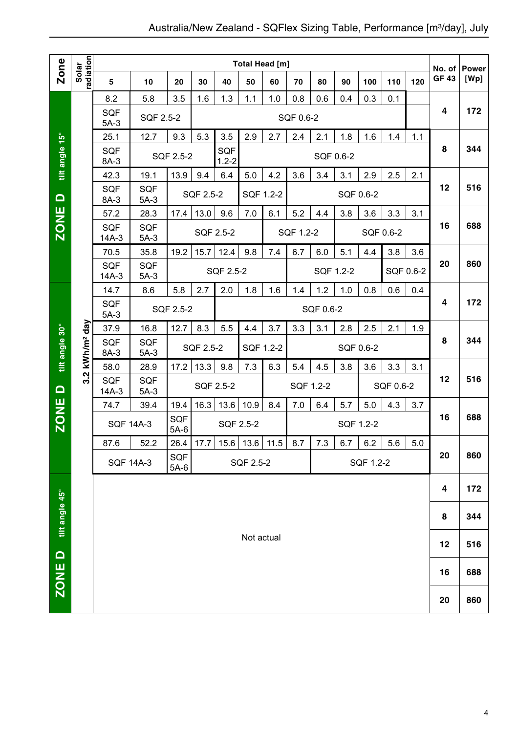# Australia/New Zealand - SQFlex Sizing Table, Performance [m³/day], July

| Zone | Solar radiation | 5 | 10 | 20 | 30 | 40 | 50 | 60 | 70 | 80 | 90 | 100 | 110 | 120 | No. of GF 43 | Power [Wp] |
|---|---|---|---|---|---|---|---|---|---|---|---|---|---|---|---|---|
| | | Total Head [m] | | | | | | | | | | | | | | |
| ZONE D tilt angle 15° | 3.2 kWh/m² day | 8.2 | 5.8 | 3.5 | 1.6 | 1.3 | 1.1 | 1.0 | 0.8 | 0.6 | 0.4 | 0.3 | 0.1 | | 4 | 172 |
| | | SQF 5A-3 | SQF 2.5-2 | | SQF 0.6-2 | | | | | | | | | | | |
| | | 25.1 | 12.7 | 9.3 | 5.3 | 3.5 | 2.9 | 2.7 | 2.4 | 2.1 | 1.8 | 1.6 | 1.4 | 1.1 | 8 | 344 |
| | | SQF 8A-3 | SQF 2.5-2 | | | SQF 1.2-2 | SQF 0.6-2 | | | | | | | | | |
| | | 42.3 | 19.1 | 13.9 | 9.4 | 6.4 | 5.0 | 4.2 | 3.6 | 3.4 | 3.1 | 2.9 | 2.5 | 2.1 | 12 | 516 |
| | | SQF 8A-3 | SQF 5A-3 | SQF 2.5-2 | | | SQF 1.2-2 | | SQF 0.6-2 | | | | | | | |
| | | 57.2 | 28.3 | 17.4 | 13.0 | 9.6 | 7.0 | 6.1 | 5.2 | 4.4 | 3.8 | 3.6 | 3.3 | 3.1 | 16 | 688 |
| | | SQF 14A-3 | SQF 5A-3 | SQF 2.5-2 | | | | SQF 1.2-2 | | | SQF 0.6-2 | | | | | |
| | | 70.5 | 35.8 | 19.2 | 15.7 | 12.4 | 9.8 | 7.4 | 6.7 | 6.0 | 5.1 | 4.4 | 3.8 | 3.6 | 20 | 860 |
| | | SQF 14A-3 | SQF 5A-3 | SQF 2.5-2 | | | | | SQF 1.2-2 | | | | SQF 0.6-2 | | | |
| ZONE D tilt angle 30° | 3.2 kWh/m² day | 14.7 | 8.6 | 5.8 | 2.7 | 2.0 | 1.8 | 1.6 | 1.4 | 1.2 | 1.0 | 0.8 | 0.6 | 0.4 | 4 | 172 |
| | | SQF 5A-3 | SQF 2.5-2 | | | SQF 0.6-2 | | | | | | | | | | |
| | | 37.9 | 16.8 | 12.7 | 8.3 | 5.5 | 4.4 | 3.7 | 3.3 | 3.1 | 2.8 | 2.5 | 2.1 | 1.9 | 8 | 344 |
| | | SQF 8A-3 | SQF 5A-3 | SQF 2.5-2 | | | SQF 1.2-2 | | SQF 0.6-2 | | | | | | | |
| | | 58.0 | 28.9 | 17.2 | 13.3 | 9.8 | 7.3 | 6.3 | 5.4 | 4.5 | 3.8 | 3.6 | 3.3 | 3.1 | 12 | 516 |
| | | SQF 14A-3 | SQF 5A-3 | SQF 2.5-2 | | | | SQF 1.2-2 | | | | SQF 0.6-2 | | | | |
| | | 74.7 | 39.4 | 19.4 | 16.3 | 13.6 | 10.9 | 8.4 | 7.0 | 6.4 | 5.7 | 5.0 | 4.3 | 3.7 | 16 | 688 |
| | | SQF 14A-3 | | SQF 5A-6 | SQF 2.5-2 | | | | SQF 1.2-2 | | | | | | | |
| | | 87.6 | 52.2 | 26.4 | 17.7 | 15.6 | 13.6 | 11.5 | 8.7 | 7.3 | 6.7 | 6.2 | 5.6 | 5.0 | 20 | 860 |
| | | SQF 14A-3 | | SQF 5A-6 | SQF 2.5-2 | | | | | SQF 1.2-2 | | | | | | |
| ZONE D tilt angle 45° | | Not actual | | | | | | | | | | | | | 4 | 172 |
| | | | | | | | | | | | | | | | 8 | 344 |
| | | | | | | | | | | | | | | | 12 | 516 |
| | | | | | | | | | | | | | | | 16 | 688 |
| | | | | | | | | | | | | | | | 20 | 860 |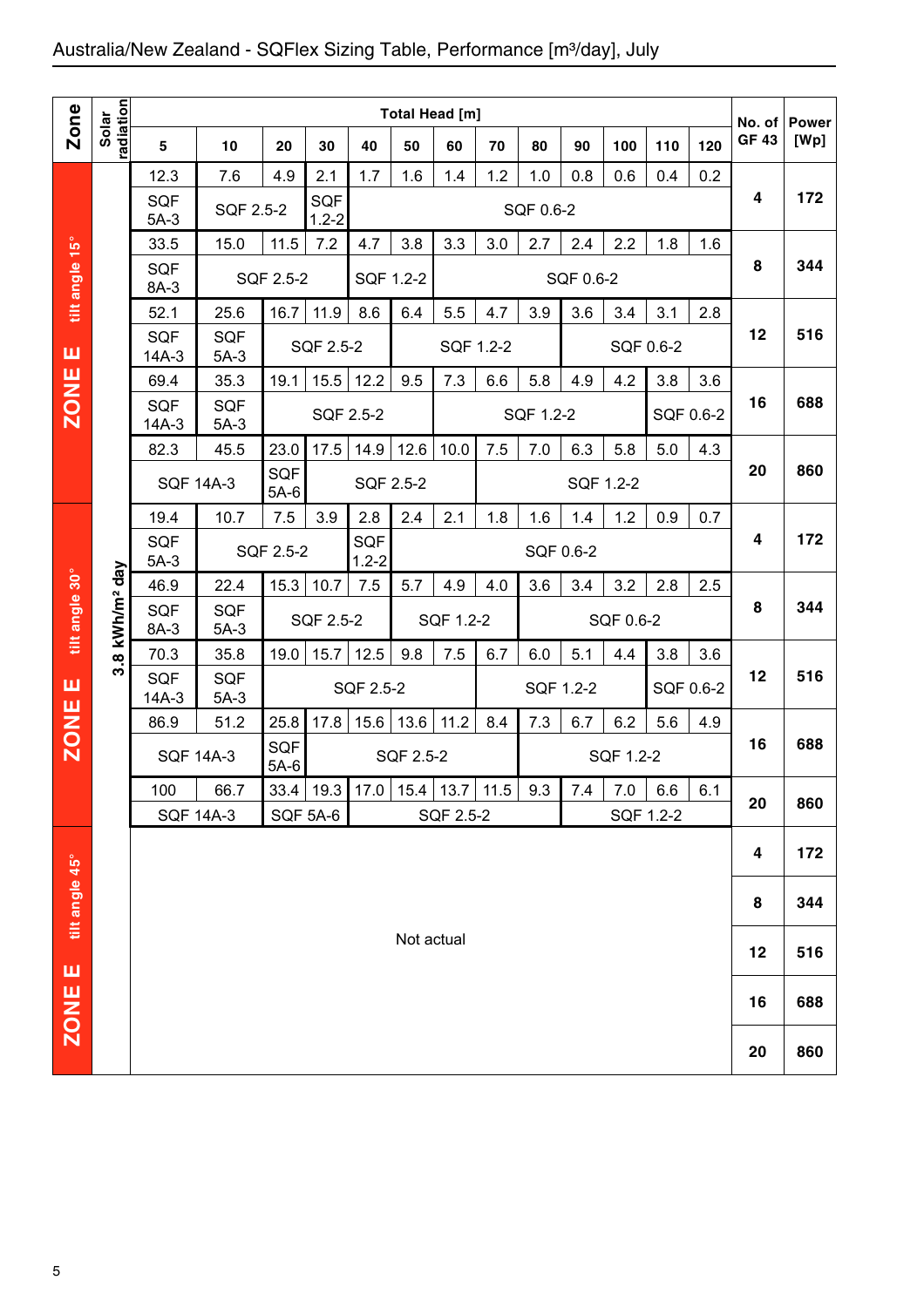# Australia/New Zealand - SQFlex Sizing Table, Performance [m³/day], July

| Zone | Solar radiation | 5 | 10 | 20 | 30 | 40 | 50 | 60 | 70 | 80 | 90 | 100 | 110 | 120 | No. of GF 43 | Power [Wp] |
|---|---|---|---|---|---|---|---|---|---|---|---|---|---|---|---|---|
| | | Total Head [m] | | | | | | | | | | | | | | |
| ZONE E tilt angle 15° | 3.8 kWh/m² day | 12.3 | 7.6 | 4.9 | 2.1 | 1.7 | 1.6 | 1.4 | 1.2 | 1.0 | 0.8 | 0.6 | 0.4 | 0.2 | 4 | 172 |
| | | SQF 5A-3 | SQF 2.5-2 | | SQF 1.2-2 | SQF 0.6-2 | | | | | | | | | | |
| | | 33.5 | 15.0 | 11.5 | 7.2 | 4.7 | 3.8 | 3.3 | 3.0 | 2.7 | 2.4 | 2.2 | 1.8 | 1.6 | 8 | 344 |
| | | SQF 8A-3 | SQF 2.5-2 | | | SQF 1.2-2 | | SQF 0.6-2 | | | | | | | | |
| | | 52.1 | 25.6 | 16.7 | 11.9 | 8.6 | 6.4 | 5.5 | 4.7 | 3.9 | 3.6 | 3.4 | 3.1 | 2.8 | 12 | 516 |
| | | SQF 14A-3 | SQF 5A-3 | SQF 2.5-2 | | | SQF 1.2-2 | | | | SQF 0.6-2 | | | | | |
| | | 69.4 | 35.3 | 19.1 | 15.5 | 12.2 | 9.5 | 7.3 | 6.6 | 5.8 | 4.9 | 4.2 | 3.8 | 3.6 | 16 | 688 |
| | | SQF 14A-3 | SQF 5A-3 | SQF 2.5-2 | | | | SQF 1.2-2 | | | | | SQF 0.6-2 | | | |
| | | 82.3 | 45.5 | 23.0 | 17.5 | 14.9 | 12.6 | 10.0 | 7.5 | 7.0 | 6.3 | 5.8 | 5.0 | 4.3 | 20 | 860 |
| | | SQF 14A-3 | | SQF 5A-6 | SQF 2.5-2 | | | | SQF 1.2-2 | | | | | | | |
| ZONE E tilt angle 30° | 3.8 kWh/m² day | 19.4 | 10.7 | 7.5 | 3.9 | 2.8 | 2.4 | 2.1 | 1.8 | 1.6 | 1.4 | 1.2 | 0.9 | 0.7 | 4 | 172 |
| | | SQF 5A-3 | SQF 2.5-2 | | | SQF 1.2-2 | SQF 0.6-2 | | | | | | | | | |
| | | 46.9 | 22.4 | 15.3 | 10.7 | 7.5 | 5.7 | 4.9 | 4.0 | 3.6 | 3.4 | 3.2 | 2.8 | 2.5 | 8 | 344 |
| | | SQF 8A-3 | SQF 5A-3 | SQF 2.5-2 | | | SQF 1.2-2 | | | SQF 0.6-2 | | | | | | |
| | | 70.3 | 35.8 | 19.0 | 15.7 | 12.5 | 9.8 | 7.5 | 6.7 | 6.0 | 5.1 | 4.4 | 3.8 | 3.6 | 12 | 516 |
| | | SQF 14A-3 | SQF 5A-3 | SQF 2.5-2 | | | | | SQF 1.2-2 | | | | SQF 0.6-2 | | | |
| | | 86.9 | 51.2 | 25.8 | 17.8 | 15.6 | 13.6 | 11.2 | 8.4 | 7.3 | 6.7 | 6.2 | 5.6 | 4.9 | 16 | 688 |
| | | SQF 14A-3 | | SQF 5A-6 | SQF 2.5-2 | | | | | SQF 1.2-2 | | | | | | |
| | | 100 | 66.7 | 33.4 | 19.3 | 17.0 | 15.4 | 13.7 | 11.5 | 9.3 | 7.4 | 7.0 | 6.6 | 6.1 | 20 | 860 |
| | | SQF 14A-3 | | SQF 5A-6 | | SQF 2.5-2 | | | | | SQF 1.2-2 | | | | | |
| ZONE E tilt angle 45° | 3.8 kWh/m² day | Not actual | | | | | | | | | | | | | 4 | 172 |
| | | | | | | | | | | | | | | | 8 | 344 |
| | | | | | | | | | | | | | | | 12 | 516 |
| | | | | | | | | | | | | | | | 16 | 688 |
| | | | | | | | | | | | | | | | 20 | 860 |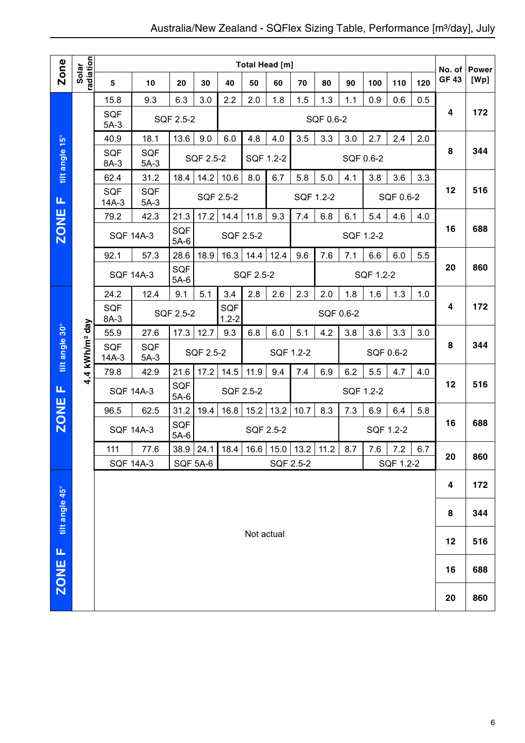Australia/New Zealand - SQFlex Sizing Table, Performance [m³/day], July

| Zone | Solar radiation | 5 | 10 | 20 | 30 | 40 | 50 | 60 | 70 | 80 | 90 | 100 | 110 | 120 | No. of GF 43 | Power [Wp] |
|---|---|---|---|---|---|---|---|---|---|---|---|---|---|---|---|---|
| | | **Total Head [m]** | | | | | | | | | | | | | | |
| ZONE F tilt angle 15° | 4.4 kWh/m² day | 15.8 | 9.3 | 6.3 | 3.0 | 2.2 | 2.0 | 1.8 | 1.5 | 1.3 | 1.1 | 0.9 | 0.6 | 0.5 | 4 | 172 |
| | | SQF 5A-3 | SQF 2.5-2 | | | SQF 0.6-2 | | | | | | | | | | |
| | | 40.9 | 18.1 | 13.6 | 9.0 | 6.0 | 4.8 | 4.0 | 3.5 | 3.3 | 3.0 | 2.7 | 2.4 | 2.0 | 8 | 344 |
| | | SQF 8A-3 | SQF 5A-3 | SQF 2.5-2 | | | SQF 1.2-2 | | SQF 0.6-2 | | | | | | | |
| | | 62.4 | 31.2 | 18.4 | 14.2 | 10.6 | 8.0 | 6.7 | 5.8 | 5.0 | 4.1 | 3.8 | 3.6 | 3.3 | 12 | 516 |
| | | SQF 14A-3 | SQF 5A-3 | SQF 2.5-2 | | | | SQF 1.2-2 | | | SQF 0.6-2 | | | | | |
| | | 79.2 | 42.3 | 21.3 | 17.2 | 14.4 | 11.8 | 9.3 | 7.4 | 6.8 | 6.1 | 5.4 | 4.6 | 4.0 | 16 | 688 |
| | | SQF 14A-3 | | SQF 5A-6 | SQF 2.5-2 | | | | SQF 1.2-2 | | | | | | | |
| | | 92.1 | 57.3 | 28.6 | 18.9 | 16.3 | 14.4 | 12.4 | 9.6 | 7.6 | 7.1 | 6.6 | 6.0 | 5.5 | 20 | 860 |
| | | SQF 14A-3 | | SQF 5A-6 | SQF 2.5-2 | | | | | SQF 1.2-2 | | | | | | |
| ZONE F tilt angle 30° | 4.4 kWh/m² day | 24.2 | 12.4 | 9.1 | 5.1 | 3.4 | 2.8 | 2.6 | 2.3 | 2.0 | 1.8 | 1.6 | 1.3 | 1.0 | 4 | 172 |
| | | SQF 8A-3 | SQF 2.5-2 | | | SQF 1.2-2 | SQF 0.6-2 | | | | | | | | | |
| | | 55.9 | 27.6 | 17.3 | 12.7 | 9.3 | 6.8 | 6.0 | 5.1 | 4.2 | 3.8 | 3.6 | 3.3 | 3.0 | 8 | 344 |
| | | SQF 14A-3 | SQF 5A-3 | SQF 2.5-2 | | | SQF 1.2-2 | | | SQF 0.6-2 | | | | | | |
| | | 79.8 | 42.9 | 21.6 | 17.2 | 14.5 | 11.9 | 9.4 | 7.4 | 6.9 | 6.2 | 5.5 | 4.7 | 4.0 | 12 | 516 |
| | | SQF 14A-3 | | SQF 5A-6 | SQF 2.5-2 | | | | SQF 1.2-2 | | | | | | | |
| | | 96.5 | 62.5 | 31.2 | 19.4 | 16.8 | 15.2 | 13.2 | 10.7 | 8.3 | 7.3 | 6.9 | 6.4 | 5.8 | 16 | 688 |
| | | SQF 14A-3 | | SQF 5A-6 | SQF 2.5-2 | | | | | | SQF 1.2-2 | | | | | |
| | | 111 | 77.6 | 38.9 | 24.1 | 18.4 | 16.6 | 15.0 | 13.2 | 11.2 | 8.7 | 7.6 | 7.2 | 6.7 | 20 | 860 |
| | | SQF 14A-3 | | SQF 5A-6 | | SQF 2.5-2 | | | | | | SQF 1.2-2 | | | | |
| ZONE F tilt angle 45° | | Not actual | | | | | | | | | | | | | 4 | 172 |
| | | | | | | | | | | | | | | | 8 | 344 |
| | | | | | | | | | | | | | | | 12 | 516 |
| | | | | | | | | | | | | | | | 16 | 688 |
| | | | | | | | | | | | | | | | 20 | 860 |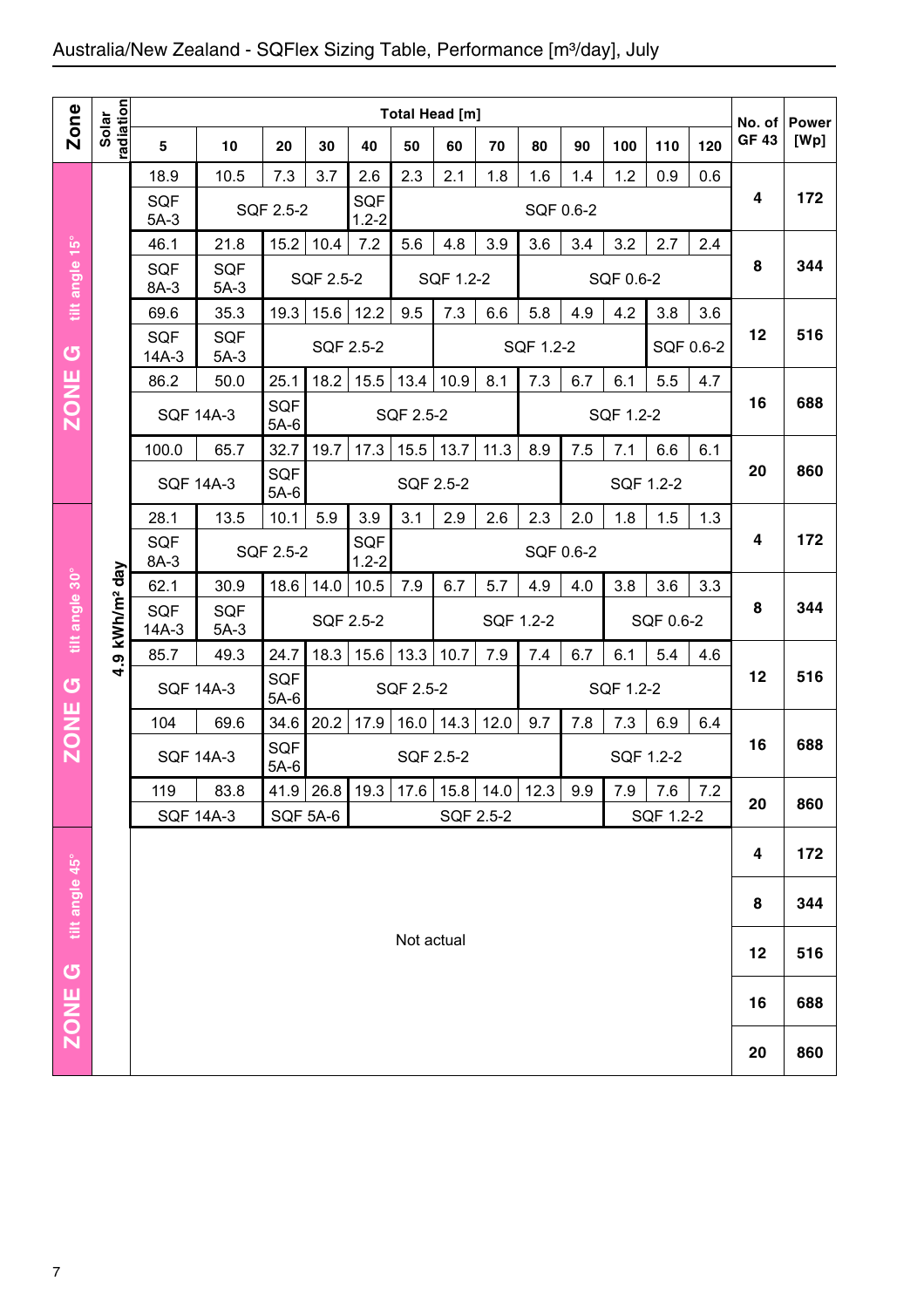## Australia/New Zealand - SQFlex Sizing Table, Performance [m³/day], July

| Zone | Solar radiation | Total Head [m] | | | | | | | | | | | | | No. of GF 43 | Power [Wp] |
|---|---|---|---|---|---|---|---|---|---|---|---|---|---|---|---|---|
| | | 5 | 10 | 20 | 30 | 40 | 50 | 60 | 70 | 80 | 90 | 100 | 110 | 120 | | |
| ZONE G tilt angle 15° | 4.9 kWh/m² day | 18.9 | 10.5 | 7.3 | 3.7 | 2.6 | 2.3 | 2.1 | 1.8 | 1.6 | 1.4 | 1.2 | 0.9 | 0.6 | 4 | 172 |
| | | SQF 5A-3 | SQF 2.5-2 | | | SQF 1.2-2 | SQF 0.6-2 | | | | | | | | | |
| | | 46.1 | 21.8 | 15.2 | 10.4 | 7.2 | 5.6 | 4.8 | 3.9 | 3.6 | 3.4 | 3.2 | 2.7 | 2.4 | 8 | 344 |
| | | SQF 8A-3 | SQF 5A-3 | SQF 2.5-2 | | | SQF 1.2-2 | | | SQF 0.6-2 | | | | | | |
| | | 69.6 | 35.3 | 19.3 | 15.6 | 12.2 | 9.5 | 7.3 | 6.6 | 5.8 | 4.9 | 4.2 | 3.8 | 3.6 | 12 | 516 |
| | | SQF 14A-3 | SQF 5A-3 | SQF 2.5-2 | | | | SQF 1.2-2 | | | | | SQF 0.6-2 | | | |
| | | 86.2 | 50.0 | 25.1 | 18.2 | 15.5 | 13.4 | 10.9 | 8.1 | 7.3 | 6.7 | 6.1 | 5.5 | 4.7 | 16 | 688 |
| | | SQF 14A-3 | | SQF 5A-6 | SQF 2.5-2 | | | | | SQF 1.2-2 | | | | | | |
| | | 100.0 | 65.7 | 32.7 | 19.7 | 17.3 | 15.5 | 13.7 | 11.3 | 8.9 | 7.5 | 7.1 | 6.6 | 6.1 | 20 | 860 |
| | | SQF 14A-3 | | SQF 5A-6 | SQF 2.5-2 | | | | | | SQF 1.2-2 | | | | | |
| ZONE G tilt angle 30° | 4.9 kWh/m² day | 28.1 | 13.5 | 10.1 | 5.9 | 3.9 | 3.1 | 2.9 | 2.6 | 2.3 | 2.0 | 1.8 | 1.5 | 1.3 | 4 | 172 |
| | | SQF 8A-3 | SQF 2.5-2 | | | SQF 1.2-2 | SQF 0.6-2 | | | | | | | | | |
| | | 62.1 | 30.9 | 18.6 | 14.0 | 10.5 | 7.9 | 6.7 | 5.7 | 4.9 | 4.0 | 3.8 | 3.6 | 3.3 | 8 | 344 |
| | | SQF 14A-3 | SQF 5A-3 | SQF 2.5-2 | | | | SQF 1.2-2 | | | | SQF 0.6-2 | | | | |
| | | 85.7 | 49.3 | 24.7 | 18.3 | 15.6 | 13.3 | 10.7 | 7.9 | 7.4 | 6.7 | 6.1 | 5.4 | 4.6 | 12 | 516 |
| | | SQF 14A-3 | | SQF 5A-6 | SQF 2.5-2 | | | | | SQF 1.2-2 | | | | | | |
| | | 104 | 69.6 | 34.6 | 20.2 | 17.9 | 16.0 | 14.3 | 12.0 | 9.7 | 7.8 | 7.3 | 6.9 | 6.4 | 16 | 688 |
| | | SQF 14A-3 | | SQF 5A-6 | SQF 2.5-2 | | | | | | SQF 1.2-2 | | | | | |
| | | 119 | 83.8 | 41.9 | 26.8 | 19.3 | 17.6 | 15.8 | 14.0 | 12.3 | 9.9 | 7.9 | 7.6 | 7.2 | 20 | 860 |
| | | SQF 14A-3 | | SQF 5A-6 | | SQF 2.5-2 | | | | | | SQF 1.2-2 | | | | |
| ZONE G tilt angle 45° | | Not actual | | | | | | | | | | | | | 4 | 172 |
| | | | | | | | | | | | | | | | 8 | 344 |
| | | | | | | | | | | | | | | | 12 | 516 |
| | | | | | | | | | | | | | | | 16 | 688 |
| | | | | | | | | | | | | | | | 20 | 860 |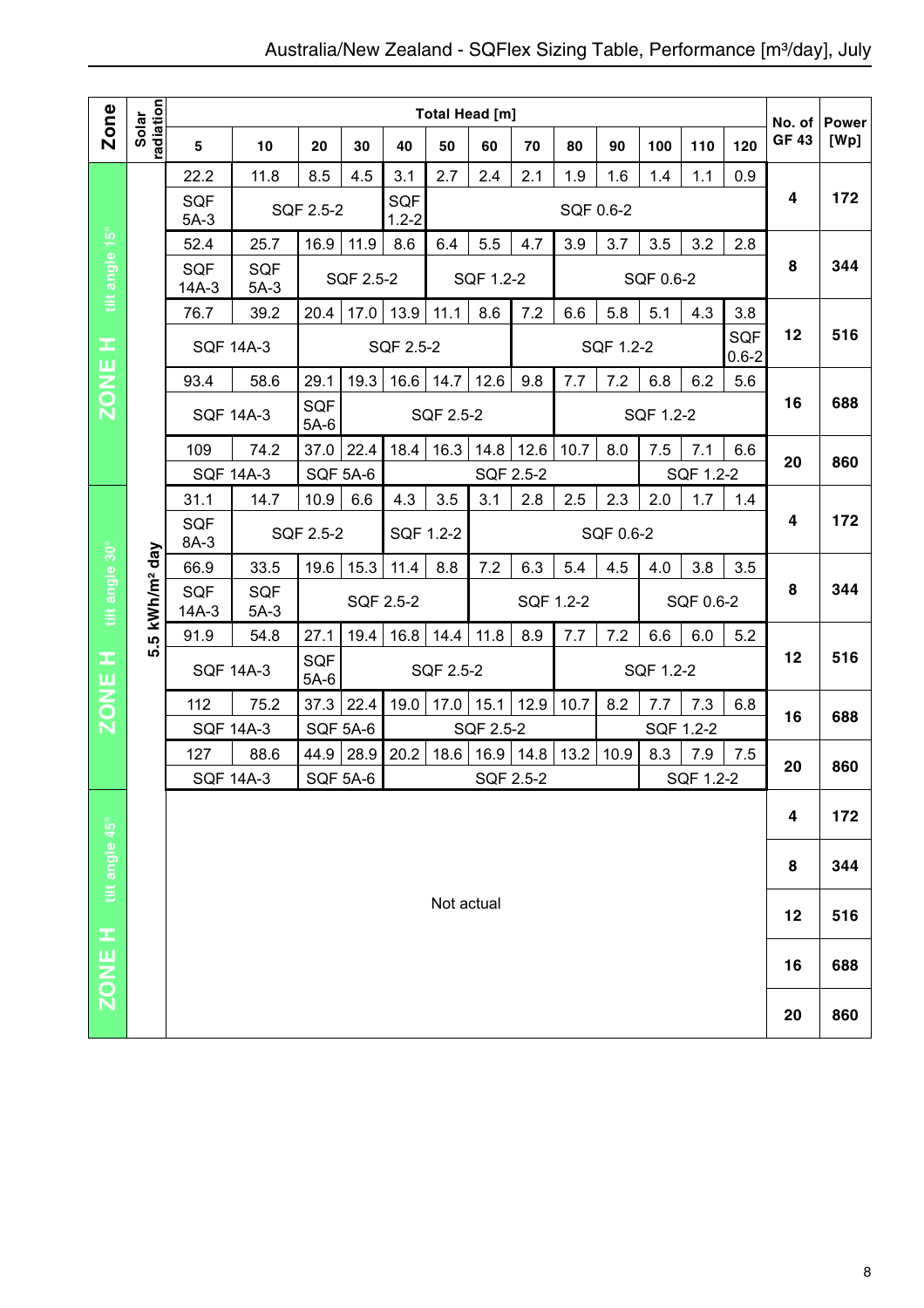# Australia/New Zealand - SQFlex Sizing Table, Performance [m³/day], July

| Zone | Solar radiation | Total Head [m] | | | | | | | | | | | | | No. of GF 43 | Power [Wp] |
|---|---|---|---|---|---|---|---|---|---|---|---|---|---|---|---|---|
| | | 5 | 10 | 20 | 30 | 40 | 50 | 60 | 70 | 80 | 90 | 100 | 110 | 120 | | |
| ZONE H tilt angle 15° | 5.5 kWh/m² day | 22.2 | 11.8 | 8.5 | 4.5 | 3.1 | 2.7 | 2.4 | 2.1 | 1.9 | 1.6 | 1.4 | 1.1 | 0.9 | 4 | 172 |
| | | SQF 5A-3 | SQF 2.5-2 | | | SQF 1.2-2 | SQF 0.6-2 | | | | | | | | | |
| | | 52.4 | 25.7 | 16.9 | 11.9 | 8.6 | 6.4 | 5.5 | 4.7 | 3.9 | 3.7 | 3.5 | 3.2 | 2.8 | 8 | 344 |
| | | SQF 14A-3 | SQF 5A-3 | SQF 2.5-2 | | | SQF 1.2-2 | | | SQF 0.6-2 | | | | | | |
| | | 76.7 | 39.2 | 20.4 | 17.0 | 13.9 | 11.1 | 8.6 | 7.2 | 6.6 | 5.8 | 5.1 | 4.3 | 3.8 | 12 | 516 |
| | | SQF 14A-3 | | SQF 2.5-2 | | | | | SQF 1.2-2 | | | | | SQF 0.6-2 | | |
| | | 93.4 | 58.6 | 29.1 | 19.3 | 16.6 | 14.7 | 12.6 | 9.8 | 7.7 | 7.2 | 6.8 | 6.2 | 5.6 | 16 | 688 |
| | | SQF 14A-3 | | SQF 5A-6 | SQF 2.5-2 | | | | | SQF 1.2-2 | | | | | | |
| | | 109 | 74.2 | 37.0 | 22.4 | 18.4 | 16.3 | 14.8 | 12.6 | 10.7 | 8.0 | 7.5 | 7.1 | 6.6 | 20 | 860 |
| | | SQF 14A-3 | | SQF 5A-6 | | SQF 2.5-2 | | | | | | SQF 1.2-2 | | | | |
| ZONE H tilt angle 30° | | 31.1 | 14.7 | 10.9 | 6.6 | 4.3 | 3.5 | 3.1 | 2.8 | 2.5 | 2.3 | 2.0 | 1.7 | 1.4 | 4 | 172 |
| | | SQF 8A-3 | SQF 2.5-2 | | | SQF 1.2-2 | | SQF 0.6-2 | | | | | | | | |
| | | 66.9 | 33.5 | 19.6 | 15.3 | 11.4 | 8.8 | 7.2 | 6.3 | 5.4 | 4.5 | 4.0 | 3.8 | 3.5 | 8 | 344 |
| | | SQF 14A-3 | SQF 5A-3 | SQF 2.5-2 | | | | SQF 1.2-2 | | | | SQF 0.6-2 | | | | |
| | | 91.9 | 54.8 | 27.1 | 19.4 | 16.8 | 14.4 | 11.8 | 8.9 | 7.7 | 7.2 | 6.6 | 6.0 | 5.2 | 12 | 516 |
| | | SQF 14A-3 | | SQF 5A-6 | SQF 2.5-2 | | | | | SQF 1.2-2 | | | | | | |
| | | 112 | 75.2 | 37.3 | 22.4 | 19.0 | 17.0 | 15.1 | 12.9 | 10.7 | 8.2 | 7.7 | 7.3 | 6.8 | 16 | 688 |
| | | SQF 14A-3 | | SQF 5A-6 | | SQF 2.5-2 | | | | | SQF 1.2-2 | | | | | |
| | | 127 | 88.6 | 44.9 | 28.9 | 20.2 | 18.6 | 16.9 | 14.8 | 13.2 | 10.9 | 8.3 | 7.9 | 7.5 | 20 | 860 |
| | | SQF 14A-3 | | SQF 5A-6 | | SQF 2.5-2 | | | | | | SQF 1.2-2 | | | | |
| ZONE H tilt angle 45° | | Not actual | | | | | | | | | | | | | 4 | 172 |
| | | | | | | | | | | | | | | | 8 | 344 |
| | | | | | | | | | | | | | | | 12 | 516 |
| | | | | | | | | | | | | | | | 16 | 688 |
| | | | | | | | | | | | | | | | 20 | 860 |